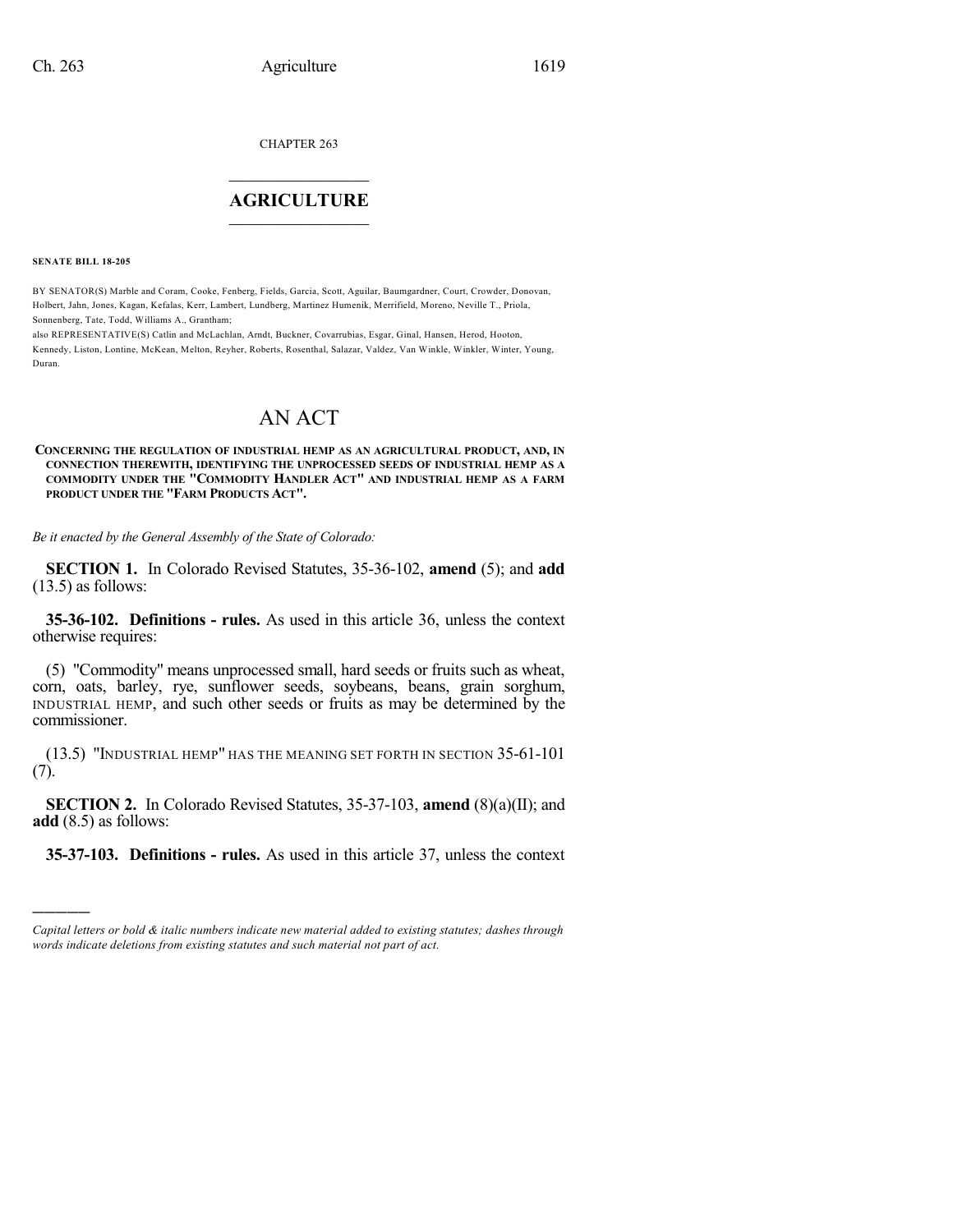CHAPTER 263

# AGRICULTURE

**SENATE BILL 18-205**

BY SENATOR(S) Marble and Coram, Cooke, Fenberg, Fields, Garcia, Scott, Aguilar, Baumgardner, Court, Crowder, Donovan, Holbert, Jahn, Jones, Kagan, Kefalas, Kerr, Lambert, Lundberg, Martinez Humenik, Merrifield, Moreno, Neville T., Priola, Sonnenberg, Tate, Todd, Williams A., Grantham;

also REPRESENTATIVE(S) Catlin and McLachlan, Arndt, Buckner, Covarrubias, Esgar, Ginal, Hansen, Herod, Hooton, Kennedy, Liston, Lontine, McKean, Melton, Reyher, Roberts, Rosenthal, Salazar, Valdez, Van Winkle, Winkler, Winter, Young, Duran.

# AN ACT

**CONCERNING THE REGULATION OF INDUSTRIAL HEMP AS AN AGRICULTURAL PRODUCT, AND, IN CONNECTION THEREWITH, IDENTIFYING THE UNPROCESSED SEEDS OF INDUSTRIAL HEMP AS A COMMODITY UNDER THE "COMMODITY HANDLER ACT" AND INDUSTRIAL HEMP AS A FARM PRODUCT UNDER THE "FARM PRODUCTS ACT".**

*Be it enacted by the General Assembly of the State of Colorado:*

**SECTION 1.** In Colorado Revised Statutes, 35-36-102, **amend** (5); and **add** (13.5) as follows:

**35-36-102. Definitions - rules.** As used in this article 36, unless the context otherwise requires:

(5) "Commodity" means unprocessed small, hard seeds or fruits such as wheat, corn, oats, barley, rye, sunflower seeds, soybeans, beans, grain sorghum, INDUSTRIAL HEMP, and such other seeds or fruits as may be determined by the commissioner.

(13.5) "INDUSTRIAL HEMP" HAS THE MEANING SET FORTH IN SECTION 35-61-101 (7).

**SECTION 2.** In Colorado Revised Statutes, 35-37-103, **amend** (8)(a)(II); and **add** (8.5) as follows:

**35-37-103. Definitions - rules.** As used in this article 37, unless the context

---

*Capital letters or bold & italic numbers indicate new material added to existing statutes; dashes through words indicate deletions from existing statutes and such material not part of act.*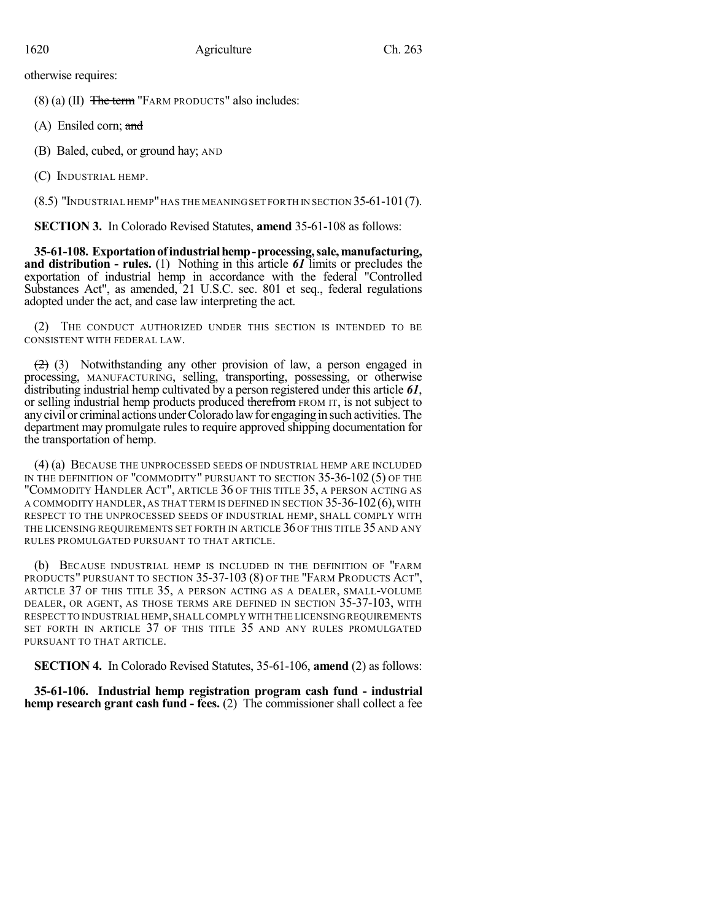otherwise requires:

(8) (a) (II) ~~The term~~ "FARM PRODUCTS" also includes:

(A) Ensiled corn; ~~and~~

(B) Baled, cubed, or ground hay; AND

(C) INDUSTRIAL HEMP.

(8.5) "INDUSTRIAL HEMP" HAS THE MEANING SET FORTH IN SECTION 35-61-101 (7).

**SECTION 3.** In Colorado Revised Statutes, **amend** 35-61-108 as follows:

**35-61-108. Exportation of industrial hemp - processing, sale, manufacturing, and distribution - rules.** (1) Nothing in this article *61* limits or precludes the exportation of industrial hemp in accordance with the federal "Controlled Substances Act", as amended, 21 U.S.C. sec. 801 et seq., federal regulations adopted under the act, and case law interpreting the act.

(2) THE CONDUCT AUTHORIZED UNDER THIS SECTION IS INTENDED TO BE CONSISTENT WITH FEDERAL LAW.

~~(2)~~ (3) Notwithstanding any other provision of law, a person engaged in processing, MANUFACTURING, selling, transporting, possessing, or otherwise distributing industrial hemp cultivated by a person registered under this article *61*, or selling industrial hemp products produced ~~therefrom~~ FROM IT, is not subject to any civil or criminal actions under Colorado law for engaging in such activities. The department may promulgate rules to require approved shipping documentation for the transportation of hemp.

(4) (a) BECAUSE THE UNPROCESSED SEEDS OF INDUSTRIAL HEMP ARE INCLUDED IN THE DEFINITION OF "COMMODITY" PURSUANT TO SECTION 35-36-102 (5) OF THE "COMMODITY HANDLER ACT", ARTICLE 36 OF THIS TITLE 35, A PERSON ACTING AS A COMMODITY HANDLER, AS THAT TERM IS DEFINED IN SECTION 35-36-102 (6), WITH RESPECT TO THE UNPROCESSED SEEDS OF INDUSTRIAL HEMP, SHALL COMPLY WITH THE LICENSING REQUIREMENTS SET FORTH IN ARTICLE 36 OF THIS TITLE 35 AND ANY RULES PROMULGATED PURSUANT TO THAT ARTICLE.

(b) BECAUSE INDUSTRIAL HEMP IS INCLUDED IN THE DEFINITION OF "FARM PRODUCTS" PURSUANT TO SECTION 35-37-103 (8) OF THE "FARM PRODUCTS ACT", ARTICLE 37 OF THIS TITLE 35, A PERSON ACTING AS A DEALER, SMALL-VOLUME DEALER, OR AGENT, AS THOSE TERMS ARE DEFINED IN SECTION 35-37-103, WITH RESPECT TO INDUSTRIAL HEMP, SHALL COMPLY WITH THE LICENSING REQUIREMENTS SET FORTH IN ARTICLE 37 OF THIS TITLE 35 AND ANY RULES PROMULGATED PURSUANT TO THAT ARTICLE.

**SECTION 4.** In Colorado Revised Statutes, 35-61-106, **amend** (2) as follows:

**35-61-106. Industrial hemp registration program cash fund - industrial hemp research grant cash fund - fees.** (2) The commissioner shall collect a fee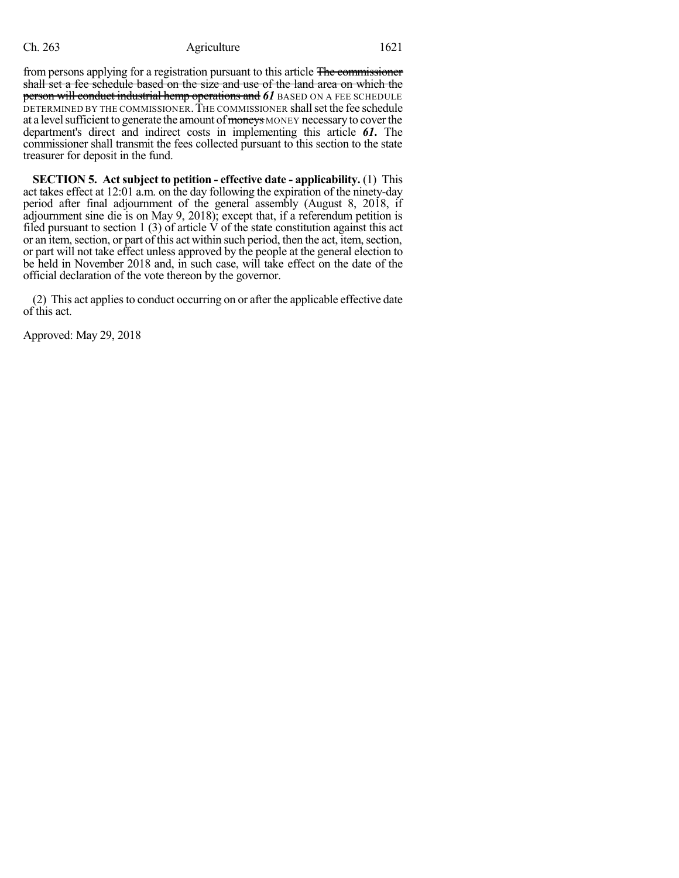from persons applying for a registration pursuant to this article ~~The commissioner shall set a fee schedule based on the size and use of the land area on which the person will conduct industrial hemp operations and~~ ***61*** BASED ON A FEE SCHEDULE DETERMINED BY THE COMMISSIONER. THE COMMISSIONER shall set the fee schedule at a level sufficient to generate the amount of ~~moneys~~ MONEY necessary to cover the department's direct and indirect costs in implementing this article ***61***. The commissioner shall transmit the fees collected pursuant to this section to the state treasurer for deposit in the fund.

**SECTION 5. Act subject to petition - effective date - applicability.** (1) This act takes effect at 12:01 a.m. on the day following the expiration of the ninety-day period after final adjournment of the general assembly (August 8, 2018, if adjournment sine die is on May 9, 2018); except that, if a referendum petition is filed pursuant to section 1 (3) of article V of the state constitution against this act or an item, section, or part of this act within such period, then the act, item, section, or part will not take effect unless approved by the people at the general election to be held in November 2018 and, in such case, will take effect on the date of the official declaration of the vote thereon by the governor.

(2) This act applies to conduct occurring on or after the applicable effective date of this act.

Approved: May 29, 2018